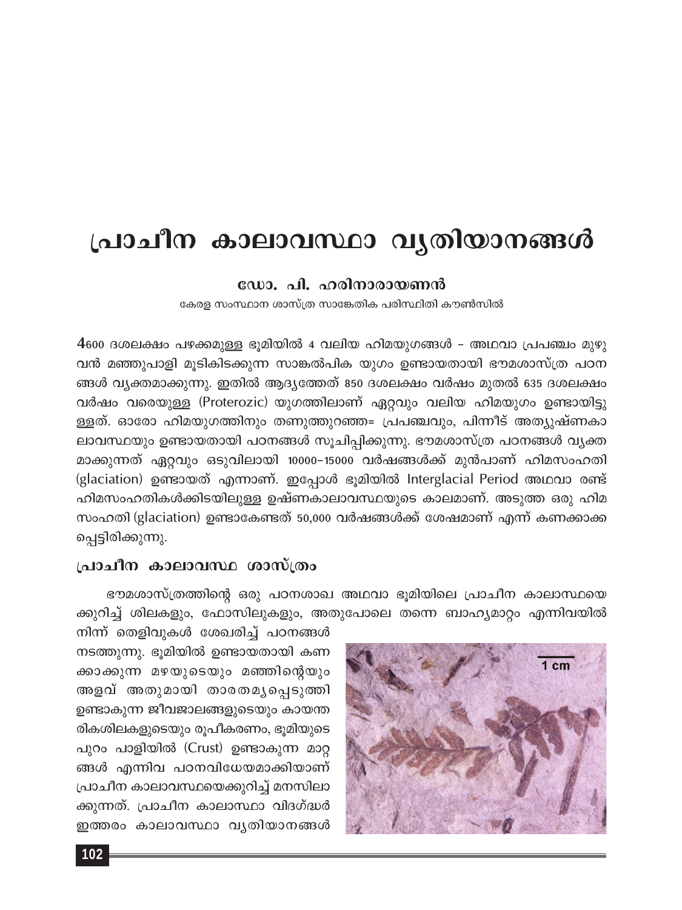# പ്രാചീന കാലാവസ്ഥാ വ്യതിയാനങ്ങൾ

**ഡോ. പി. ഹരിനാരായണൻ**

കേരള സംസ്ഥാന ശാസ്ത്ര സാങ്കേതിക പരിസ്ഥിതി കൗൺസിൽ

4600 ദശലക്ഷം പഴക്കമുള്ള ഭൂമിയിൽ 4 വലിയ ഹിമയുഗങ്ങൾ – അഥവാ പ്രപഞ്ചം മുഴുവൻ മഞ്ഞുപാളി മൂടികിടക്കുന്ന സാങ്കൽപിക യുഗം ഉണ്ടായതായി ഭൗമശാസ്ത്ര പഠനങ്ങൾ വ്യക്തമാക്കുന്നു. ഇതിൽ ആദ്യത്തേത് 850 ദശലക്ഷം വർഷം മുതൽ 635 ദശലക്ഷം വർഷം വരെയുള്ള (Proterozic) യുഗത്തിലാണ് ഏറ്റവും വലിയ ഹിമയുഗം ഉണ്ടായിട്ടുള്ളത്. ഓരോ ഹിമയുഗത്തിനും തണുത്തുറഞ്ഞ= പ്രപഞ്ചവും, പിന്നീട് അത്യുഷ്ണകാലാവസ്ഥയും ഉണ്ടായതായി പഠനങ്ങൾ സൂചിപ്പിക്കുന്നു. ഭൗമശാസ്ത്ര പഠനങ്ങൾ വ്യക്തമാക്കുന്നത് ഏറ്റവും ഒടുവിലായി 10000–15000 വർഷങ്ങൾക്ക് മുൻപാണ് ഹിമസംഹതി (glaciation) ഉണ്ടായത് എന്നാണ്. ഇപ്പോൾ ഭൂമിയിൽ Interglacial Period അഥവാ രണ്ട് ഹിമസംഹതികൾക്കിടയിലുള്ള ഉഷ്ണകാലാവസ്ഥയുടെ കാലമാണ്. അടുത്ത ഒരു ഹിമസംഹതി (glaciation) ഉണ്ടാകേണ്ടത് 50,000 വർഷങ്ങൾക്ക് ശേഷമാണ് എന്ന് കണക്കാക്കപ്പെട്ടിരിക്കുന്നു.

## പ്രാചീന കാലാവസ്ഥ ശാസ്ത്രം

ഭൗമശാസ്ത്രത്തിന്റെ ഒരു പഠനശാഖ അഥവാ ഭൂമിയിലെ പ്രാചീന കാലാസ്ഥയെക്കുറിച്ച് ശിലകളും, ഫോസിലുകളും, അതുപോലെ തന്നെ ബാഹ്യമാറ്റം എന്നിവയിൽ നിന്ന് തെളിവുകൾ ശേഖരിച്ച് പഠനങ്ങൾ നടത്തുന്നു. ഭൂമിയിൽ ഉണ്ടായതായി കണക്കാക്കുന്ന മഴയുടെയും മഞ്ഞിന്റെയും അളവ് അതുമായി താരതമ്യപ്പെടുത്തി ഉണ്ടാകുന്ന ജീവജാലങ്ങളുടെയും കായന്തരികശിലകളുടെയും രൂപീകരണം, ഭൂമിയുടെ പുറം പാളിയിൽ (Crust) ഉണ്ടാകുന്ന മാറ്റങ്ങൾ എന്നിവ പഠനവിധേയമാക്കിയാണ് പ്രാചീന കാലാവസ്ഥയെക്കുറിച്ച് മനസിലാക്കുന്നത്. പ്രാചീന കാലാസ്ഥാ വിദഗ്ദ്ധർ ഇത്തരം കാലാവസ്ഥാ വ്യതിയാനങ്ങൾ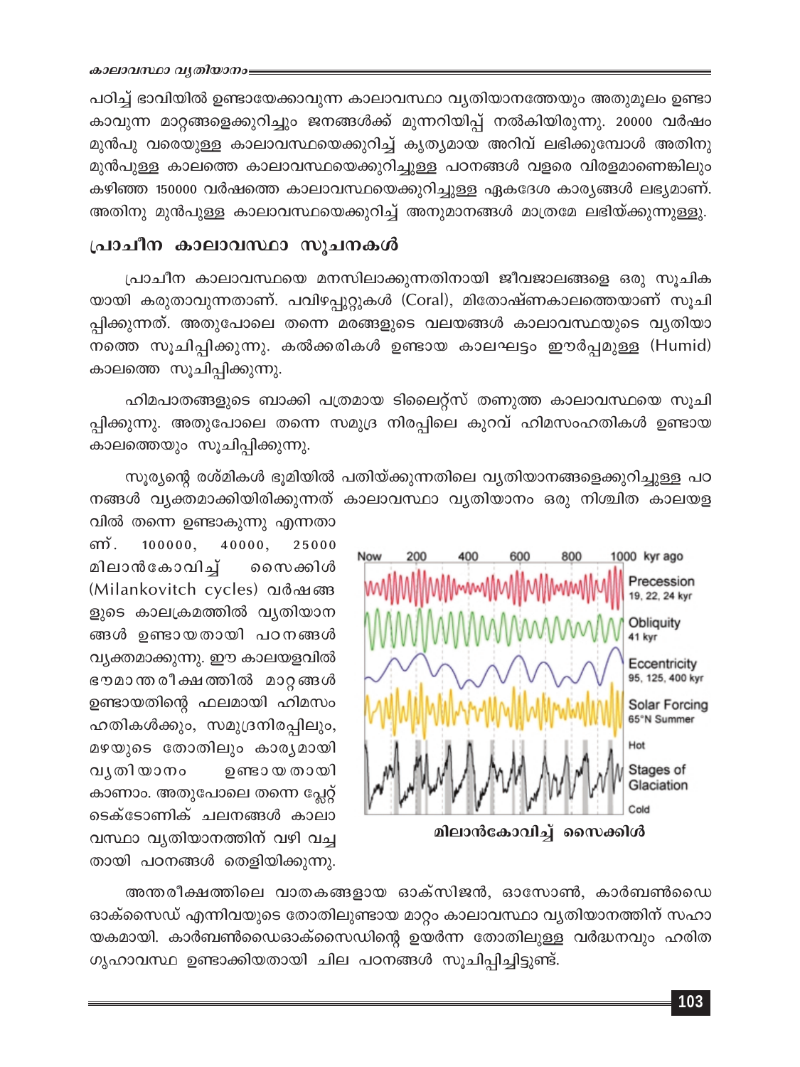പഠിച്ച് ഭാവിയിൽ ഉണ്ടായേക്കാവുന്ന കാലാവസ്ഥാ വ്യതിയാനത്തേയും അതുമൂലം ഉണ്ടാകാവുന്ന മാറ്റങ്ങളെക്കുറിച്ചും ജനങ്ങൾക്ക് മുന്നറിയിപ്പ് നൽകിയിരുന്നു. 20000 വർഷം മുൻപു വരെയുള്ള കാലാവസ്ഥയെക്കുറിച്ച് കൃത്യമായ അറിവ് ലഭിക്കുമ്പോൾ അതിനു മുൻപുള്ള കാലത്തെ കാലാവസ്ഥയെക്കുറിച്ചുള്ള പഠനങ്ങൾ വളരെ വിരളമാണെങ്കിലും കഴിഞ്ഞ 150000 വർഷത്തെ കാലാവസ്ഥയെക്കുറിച്ചുള്ള ഏകദേശ കാര്യങ്ങൾ ലഭ്യമാണ്. അതിനു മുൻപുള്ള കാലാവസ്ഥയെക്കുറിച്ച് അനുമാനങ്ങൾ മാത്രമേ ലഭിയ്ക്കുന്നുള്ളു.

## പ്രാചീന കാലാവസ്ഥാ സൂചനകൾ

പ്രാചീന കാലാവസ്ഥയെ മനസിലാക്കുന്നതിനായി ജീവജാലങ്ങളെ ഒരു സൂചികയായി കരുതാവുന്നതാണ്. പവിഴപ്പുറ്റുകൾ (Coral), മിതോഷ്ണകാലത്തെയാണ് സൂചിപ്പിക്കുന്നത്. അതുപോലെ തന്നെ മരങ്ങളുടെ വലയങ്ങൾ കാലാവസ്ഥയുടെ വ്യതിയാനത്തെ സൂചിപ്പിക്കുന്നു. കൽക്കരികൾ ഉണ്ടായ കാലഘട്ടം ഈർപ്പമുള്ള (Humid) കാലത്തെ സൂചിപ്പിക്കുന്നു.

ഹിമപാതങ്ങളുടെ ബാക്കി പത്രമായ ടിലൈറ്റ്സ് തണുത്ത കാലാവസ്ഥയെ സൂചിപ്പിക്കുന്നു. അതുപോലെ തന്നെ സമുദ്ര നിരപ്പിലെ കുറവ് ഹിമസംഹതികൾ ഉണ്ടായ കാലത്തെയും സൂചിപ്പിക്കുന്നു.

സൂര്യന്റെ രശ്മികൾ ഭൂമിയിൽ പതിയ്ക്കുന്നതിലെ വ്യതിയാനങ്ങളെക്കുറിച്ചുള്ള പഠനങ്ങൾ വ്യക്തമാക്കിയിരിക്കുന്നത് കാലാവസ്ഥാ വ്യതിയാനം ഒരു നിശ്ചിത കാലയളവിൽ തന്നെ ഉണ്ടാകുന്നു എന്നതാണ്. 100000, 40000, 25000 മിലാൻകോവിച്ച് സൈക്കിൾ (Milankovitch cycles) വർഷങ്ങളുടെ കാലക്രമത്തിൽ വ്യതിയാനങ്ങൾ ഉണ്ടായതായി പഠനങ്ങൾ വ്യക്തമാക്കുന്നു. ഈ കാലയളവിൽ ഭൗമാന്തരീക്ഷത്തിൽ മാറ്റങ്ങൾ ഉണ്ടായതിന്റെ ഫലമായി ഹിമസംഹതികൾക്കും, സമുദ്രനിരപ്പിലും, മഴയുടെ തോതിലും കാര്യമായി വ്യതിയാനം ഉണ്ടായതായി കാണാം. അതുപോലെ തന്നെ പ്ലേറ്റ് ടെക്ടോണിക് ചലനങ്ങൾ കാലാവസ്ഥാ വ്യതിയാനത്തിന് വഴി വച്ചതായി പഠനങ്ങൾ തെളിയിക്കുന്നു.

മിലാൻകോവിച്ച് സൈക്കിൾ

അന്തരീക്ഷത്തിലെ വാതകങ്ങളായ ഓക്സിജൻ, ഓസോൺ, കാർബൺഡൈ ഓക്സൈഡ് എന്നിവയുടെ തോതിലുണ്ടായ മാറ്റം കാലാവസ്ഥാ വ്യതിയാനത്തിന് സഹായകമായി. കാർബൺഡൈഓക്സൈഡിന്റെ ഉയർന്ന തോതിലുള്ള വർദ്ധനവും ഹരിതഗൃഹാവസ്ഥ ഉണ്ടാക്കിയതായി ചില പഠനങ്ങൾ സൂചിപ്പിച്ചിട്ടുണ്ട്.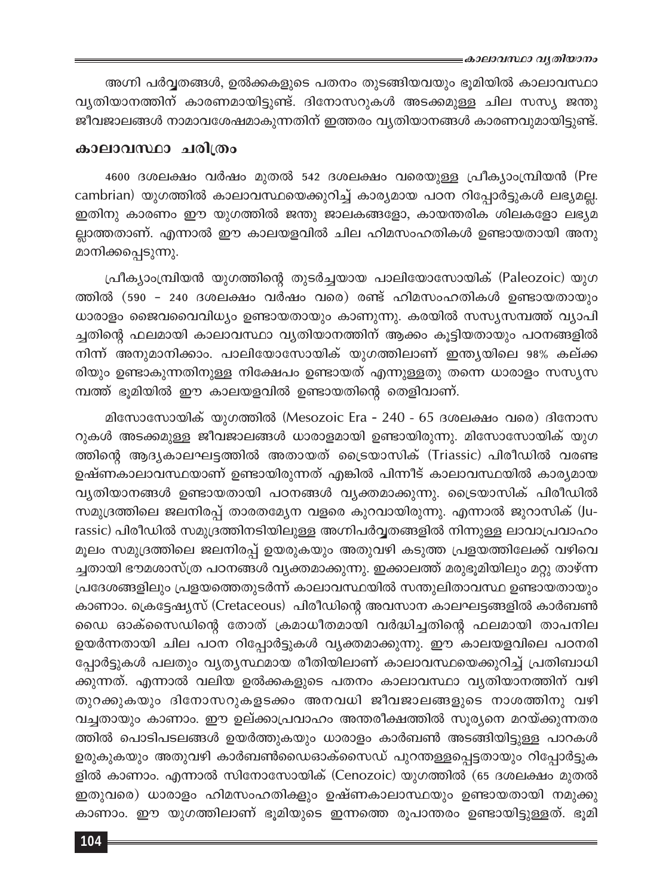അഗ്നി പർവ്വതങ്ങൾ, ഉൽക്കകളുടെ പതനം തുടങ്ങിയവയും ഭൂമിയിൽ കാലാവസ്ഥാ വ്യതിയാനത്തിന് കാരണമായിട്ടുണ്ട്. ദിനോസറുകൾ അടക്കമുള്ള ചില സസ്യ ജന്തു ജീവജാലങ്ങൾ നാമാവശേഷമാകുന്നതിന് ഇത്തരം വ്യതിയാനങ്ങൾ കാരണവുമായിട്ടുണ്ട്.

## കാലാവസ്ഥാ ചരിത്രം

4600 ദശലക്ഷം വർഷം മുതൽ 542 ദശലക്ഷം വരെയുള്ള പ്രീക്യാംബ്രിയൻ (Pre cambrian) യുഗത്തിൽ കാലാവസ്ഥയെക്കുറിച്ച് കാര്യമായ പഠന റിപ്പോർട്ടുകൾ ലഭ്യമല്ല. ഇതിനു കാരണം ഈ യുഗത്തിൽ ജന്തു ജാലകങ്ങളോ, കായന്തരിക ശിലകളോ ലഭ്യമല്ലാത്തതാണ്. എന്നാൽ ഈ കാലയളവിൽ ചില ഹിമസംഹതികൾ ഉണ്ടായതായി അനുമാനിക്കപ്പെടുന്നു.

പ്രീക്യാംബ്രിയൻ യുഗത്തിന്റെ തുടർച്ചയായ പാലിയോസോയിക് (Paleozoic) യുഗത്തിൽ (590 – 240 ദശലക്ഷം വർഷം വരെ) രണ്ട് ഹിമസംഹതികൾ ഉണ്ടായതായും ധാരാളം ജൈവവൈവിധ്യം ഉണ്ടായതായും കാണുന്നു. കരയിൽ സസ്യസമ്പത്ത് വ്യാപിച്ചതിന്റെ ഫലമായി കാലാവസ്ഥാ വ്യതിയാനത്തിന് ആക്കം കൂട്ടിയതായും പഠനങ്ങളിൽ നിന്ന് അനുമാനിക്കാം. പാലിയോസോയിക് യുഗത്തിലാണ് ഇന്ത്യയിലെ 98% കല്ക്കരിയും ഉണ്ടാകുന്നതിനുള്ള നിക്ഷേപം ഉണ്ടായത് എന്നുള്ളതു തന്നെ ധാരാളം സസ്യസമ്പത്ത് ഭൂമിയിൽ ഈ കാലയളവിൽ ഉണ്ടായതിന്റെ തെളിവാണ്.

മിസോസോയിക് യുഗത്തിൽ (Mesozoic Era - 240 - 65 ദശലക്ഷം വരെ) ദിനോസറുകൾ അടക്കമുള്ള ജീവജാലങ്ങൾ ധാരാളമായി ഉണ്ടായിരുന്നു. മിസോസോയിക് യുഗത്തിന്റെ ആദ്യകാലഘട്ടത്തിൽ അതായത് ട്രൈയാസിക് (Triassic) പിരീഡിൽ വരണ്ട ഉഷ്ണകാലാവസ്ഥയാണ് ഉണ്ടായിരുന്നത് എങ്കിൽ പിന്നീട് കാലാവസ്ഥയിൽ കാര്യമായ വ്യതിയാനങ്ങൾ ഉണ്ടായതായി പഠനങ്ങൾ വ്യക്തമാക്കുന്നു. ട്രൈയാസിക് പിരീഡിൽ സമുദ്രത്തിലെ ജലനിരപ്പ് താരതമ്യേന വളരെ കുറവായിരുന്നു. എന്നാൽ ജുറാസിക് (Jurassic) പിരീഡിൽ സമുദ്രത്തിനടിയിലുള്ള അഗ്നിപർവ്വതങ്ങളിൽ നിന്നുള്ള ലാവാപ്രവാഹം മൂലം സമുദ്രത്തിലെ ജലനിരപ്പ് ഉയരുകയും അതുവഴി കടുത്ത പ്രളയത്തിലേക്ക് വഴിവെച്ചതായി ഭൗമശാസ്ത്ര പഠനങ്ങൾ വ്യക്തമാക്കുന്നു. ഇക്കാലത്ത് മരുഭൂമിയിലും മറ്റു താഴ്ന്ന പ്രദേശങ്ങളിലും പ്രളയത്തെതുടർന്ന് കാലാവസ്ഥയിൽ സന്തുലിതാവസ്ഥ ഉണ്ടായതായും കാണാം. ക്രെട്ടേഷ്യസ് (Cretaceous) പിരീഡിന്റെ അവസാന കാലഘട്ടങ്ങളിൽ കാർബൺ ഡൈ ഓക്സൈഡിന്റെ തോത് ക്രമാധീതമായി വർദ്ധിച്ചതിന്റെ ഫലമായി താപനില ഉയർന്നതായി ചില പഠന റിപ്പോർട്ടുകൾ വ്യക്തമാക്കുന്നു. ഈ കാലയളവിലെ പഠനറിപ്പോർട്ടുകൾ പലതും വ്യത്യസ്ഥമായ രീതിയിലാണ് കാലാവസ്ഥയെക്കുറിച്ച് പ്രതിബാധിക്കുന്നത്. എന്നാൽ വലിയ ഉൽക്കകളുടെ പതനം കാലാവസ്ഥാ വ്യതിയാനത്തിന് വഴി തുറക്കുകയും ദിനോസറുകളടക്കം അനവധി ജീവജാലങ്ങളുടെ നാശത്തിനു വഴിവച്ചതായും കാണാം. ഈ ഉല്ക്കാപ്രവാഹം അന്തരീക്ഷത്തിൽ സൂര്യനെ മറയ്ക്കുന്നതരത്തിൽ പൊടിപടലങ്ങൾ ഉയർത്തുകയും ധാരാളം കാർബൺ അടങ്ങിയിട്ടുള്ള പാറകൾ ഉരുകുകയും അതുവഴി കാർബൺഡൈഓക്സൈഡ് പുറന്തള്ളപ്പെട്ടതായും റിപ്പോർട്ടുകളിൽ കാണാം. എന്നാൽ സിനോസോയിക് (Cenozoic) യുഗത്തിൽ (65 ദശലക്ഷം മുതൽ ഇതുവരെ) ധാരാളം ഹിമസംഹതിക്കളും ഉഷ്ണകാലാസ്ഥയും ഉണ്ടായതായി നമുക്കു കാണാം. ഈ യുഗത്തിലാണ് ഭൂമിയുടെ ഇന്നത്തെ രൂപാന്തരം ഉണ്ടായിട്ടുള്ളത്. ഭൂമി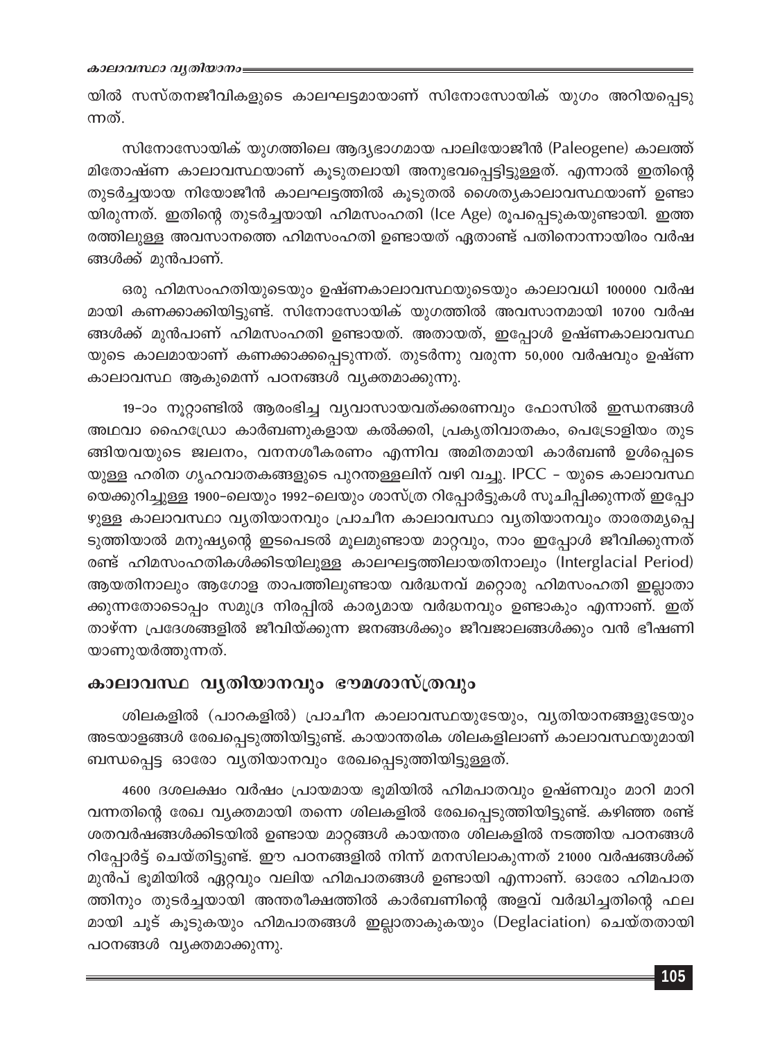യിൽ സസ്തനജീവികളുടെ കാലഘട്ടമായാണ് സിനോസോയിക് യുഗം അറിയപ്പെടുന്നത്.

സിനോസോയിക് യുഗത്തിലെ ആദ്യഭാഗമായ പാലിയോജീൻ (Paleogene) കാലത്ത് മിതോഷ്ണ കാലാവസ്ഥയാണ് കൂടുതലായി അനുഭവപ്പെട്ടിട്ടുള്ളത്. എന്നാൽ ഇതിന്റെ തുടർച്ചയായ നിയോജീൻ കാലഘട്ടത്തിൽ കൂടുതൽ ശൈത്യകാലാവസ്ഥയാണ് ഉണ്ടായിരുന്നത്. ഇതിന്റെ തുടർച്ചയായി ഹിമസംഹതി (Ice Age) രൂപപ്പെടുകയുണ്ടായി. ഇത്തരത്തിലുള്ള അവസാനത്തെ ഹിമസംഹതി ഉണ്ടായത് ഏതാണ്ട് പതിനൊന്നായിരം വർഷങ്ങൾക്ക് മുൻപാണ്.

ഒരു ഹിമസംഹതിയുടെയും ഉഷ്ണകാലാവസ്ഥയുടെയും കാലാവധി 100000 വർഷമായി കണക്കാക്കിയിട്ടുണ്ട്. സിനോസോയിക് യുഗത്തിൽ അവസാനമായി 10700 വർഷങ്ങൾക്ക് മുൻപാണ് ഹിമസംഹതി ഉണ്ടായത്. അതായത്, ഇപ്പോൾ ഉഷ്ണകാലാവസ്ഥയുടെ കാലമായാണ് കണക്കാക്കപ്പെടുന്നത്. തുടർന്നു വരുന്ന 50,000 വർഷവും ഉഷ്ണകാലാവസ്ഥ ആകുമെന്ന് പഠനങ്ങൾ വ്യക്തമാക്കുന്നു.

19-ാം നൂറ്റാണ്ടിൽ ആരംഭിച്ച വ്യവസായവത്ക്കരണവും ഫോസിൽ ഇന്ധനങ്ങൾ അഥവാ ഹൈഡ്രോ കാർബണുകളായ കൽക്കരി, പ്രകൃതിവാതകം, പെട്രോളിയം തുടങ്ങിയവയുടെ ജ്വലനം, വനനശീകരണം എന്നിവ അമിതമായി കാർബൺ ഉൾപ്പെടെയുള്ള ഹരിത ഗൃഹവാതകങ്ങളുടെ പുറന്തള്ളലിന് വഴി വച്ചു. IPCC - യുടെ കാലാവസ്ഥയെക്കുറിച്ചുള്ള 1900-ലെയും 1992-ലെയും ശാസ്ത്ര റിപ്പോർട്ടുകൾ സൂചിപ്പിക്കുന്നത് ഇപ്പോഴുള്ള കാലാവസ്ഥാ വ്യതിയാനവും പ്രാചീന കാലാവസ്ഥാ വ്യതിയാനവും താരതമ്യപ്പെടുത്തിയാൽ മനുഷ്യന്റെ ഇടപെടൽ മൂലമുണ്ടായ മാറ്റവും, നാം ഇപ്പോൾ ജീവിക്കുന്നത് രണ്ട് ഹിമസംഹതികൾക്കിടയിലുള്ള കാലഘട്ടത്തിലായതിനാലും (Interglacial Period) ആയതിനാലും ആഗോള താപത്തിലുണ്ടായ വർദ്ധനവ് മറ്റൊരു ഹിമസംഹതി ഇല്ലാതാക്കുന്നതോടൊപ്പം സമുദ്ര നിരപ്പിൽ കാര്യമായ വർദ്ധനവും ഉണ്ടാകും എന്നാണ്. ഇത് താഴ്ന്ന പ്രദേശങ്ങളിൽ ജീവിയ്ക്കുന്ന ജനങ്ങൾക്കും ജീവജാലങ്ങൾക്കും വൻ ഭീഷണിയാണുയർത്തുന്നത്.

## കാലാവസ്ഥ വ്യതിയാനവും ഭൗമശാസ്ത്രവും

ശിലകളിൽ (പാറകളിൽ) പ്രാചീന കാലാവസ്ഥയുടേയും, വ്യതിയാനങ്ങളുടേയും അടയാളങ്ങൾ രേഖപ്പെടുത്തിയിട്ടുണ്ട്. കായാന്തരിക ശിലകളിലാണ് കാലാവസ്ഥയുമായി ബന്ധപ്പെട്ട ഓരോ വ്യതിയാനവും രേഖപ്പെടുത്തിയിട്ടുള്ളത്.

4600 ദശലക്ഷം വർഷം പ്രായമായ ഭൂമിയിൽ ഹിമപാതവും ഉഷ്ണവും മാറി മാറി വന്നതിന്റെ രേഖ വ്യക്തമായി തന്നെ ശിലകളിൽ രേഖപ്പെടുത്തിയിട്ടുണ്ട്. കഴിഞ്ഞ രണ്ട് ശതവർഷങ്ങൾക്കിടയിൽ ഉണ്ടായ മാറ്റങ്ങൾ കായന്തര ശിലകളിൽ നടത്തിയ പഠനങ്ങൾ റിപ്പോർട്ട് ചെയ്തിട്ടുണ്ട്. ഈ പഠനങ്ങളിൽ നിന്ന് മനസിലാകുന്നത് 21000 വർഷങ്ങൾക്ക് മുൻപ് ഭൂമിയിൽ ഏറ്റവും വലിയ ഹിമപാതങ്ങൾ ഉണ്ടായി എന്നാണ്. ഓരോ ഹിമപാതത്തിനും തുടർച്ചയായി അന്തരീക്ഷത്തിൽ കാർബണിന്റെ അളവ് വർദ്ധിച്ചതിന്റെ ഫലമായി ചൂട് കൂടുകയും ഹിമപാതങ്ങൾ ഇല്ലാതാകുകയും (Deglaciation) ചെയ്തതായി പഠനങ്ങൾ വ്യക്തമാക്കുന്നു.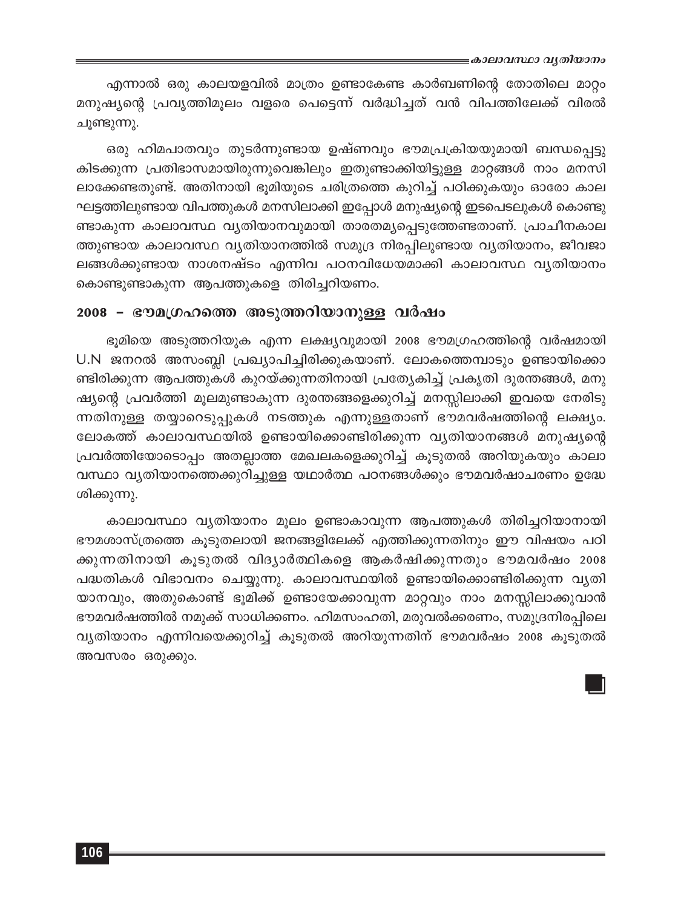എന്നാൽ ഒരു കാലയളവിൽ മാത്രം ഉണ്ടാകേണ്ട കാർബണിന്റെ തോതിലെ മാറ്റം മനുഷ്യന്റെ പ്രവൃത്തിമൂലം വളരെ പെട്ടെന്ന് വർദ്ധിച്ചത് വൻ വിപത്തിലേക്ക് വിരൽ ചൂണ്ടുന്നു.

ഒരു ഹിമപാതവും തുടർന്നുണ്ടായ ഉഷ്ണവും ഭൗമപ്രക്രിയയുമായി ബന്ധപ്പെട്ടു കിടക്കുന്ന പ്രതിഭാസമായിരുന്നുവെങ്കിലും ഇതുണ്ടാക്കിയിട്ടുള്ള മാറ്റങ്ങൾ നാം മനസിലാക്കേണ്ടതുണ്ട്. അതിനായി ഭൂമിയുടെ ചരിത്രത്തെ കുറിച്ച് പഠിക്കുകയും ഓരോ കാല ഘട്ടത്തിലുണ്ടായ വിപത്തുകൾ മനസിലാക്കി ഇപ്പോൾ മനുഷ്യന്റെ ഇടപെടലുകൾ കൊണ്ടുണ്ടാകുന്ന കാലാവസ്ഥ വ്യതിയാനവുമായി താരതമ്യപ്പെടുത്തേണ്ടതാണ്. പ്രാചീനകാലത്തുണ്ടായ കാലാവസ്ഥ വ്യതിയാനത്തിൽ സമുദ്ര നിരപ്പിലുണ്ടായ വ്യതിയാനം, ജീവജാലങ്ങൾക്കുണ്ടായ നാശനഷ്ടം എന്നിവ പഠനവിധേയമാക്കി കാലാവസ്ഥ വ്യതിയാനം കൊണ്ടുണ്ടാകുന്ന ആപത്തുകളെ തിരിച്ചറിയണം.

## 2008 – ഭൗമഗ്രഹത്തെ അടുത്തറിയാനുള്ള വർഷം

ഭൂമിയെ അടുത്തറിയുക എന്ന ലക്ഷ്യവുമായി 2008 ഭൗമഗ്രഹത്തിന്റെ വർഷമായി U.N ജനറൽ അസംബ്ലി പ്രഖ്യാപിച്ചിരിക്കുകയാണ്. ലോകത്തെമ്പാടും ഉണ്ടായിക്കൊണ്ടിരിക്കുന്ന ആപത്തുകൾ കുറയ്ക്കുന്നതിനായി പ്രത്യേകിച്ച് പ്രകൃതി ദുരന്തങ്ങൾ, മനുഷ്യന്റെ പ്രവർത്തി മൂലമുണ്ടാകുന്ന ദുരന്തങ്ങളെക്കുറിച്ച് മനസ്സിലാക്കി ഇവയെ നേരിടുന്നതിനുള്ള തയ്യാറെടുപ്പുകൾ നടത്തുക എന്നുള്ളതാണ് ഭൗമവർഷത്തിന്റെ ലക്ഷ്യം. ലോകത്ത് കാലാവസ്ഥയിൽ ഉണ്ടായിക്കൊണ്ടിരിക്കുന്ന വ്യതിയാനങ്ങൾ മനുഷ്യന്റെ പ്രവർത്തിയോടൊപ്പം അതല്ലാത്ത മേഖലകളെക്കുറിച്ച് കൂടുതൽ അറിയുകയും കാലാവസ്ഥാ വ്യതിയാനത്തെക്കുറിച്ചുള്ള യഥാർത്ഥ പഠനങ്ങൾക്കും ഭൗമവർഷാചരണം ഉദ്ദേശിക്കുന്നു.

കാലാവസ്ഥാ വ്യതിയാനം മൂലം ഉണ്ടാകാവുന്ന ആപത്തുകൾ തിരിച്ചറിയാനായി ഭൗമശാസ്ത്രത്തെ കൂടുതലായി ജനങ്ങളിലേക്ക് എത്തിക്കുന്നതിനും ഈ വിഷയം പഠിക്കുന്നതിനായി കൂടുതൽ വിദ്യാർത്ഥികളെ ആകർഷിക്കുന്നതും ഭൗമവർഷം 2008 പദ്ധതികൾ വിഭാവനം ചെയ്യുന്നു. കാലാവസ്ഥയിൽ ഉണ്ടായിക്കൊണ്ടിരിക്കുന്ന വ്യതിയാനവും, അതുകൊണ്ട് ഭൂമിക്ക് ഉണ്ടായേക്കാവുന്ന മാറ്റവും നാം മനസ്സിലാക്കുവാൻ ഭൗമവർഷത്തിൽ നമുക്ക് സാധിക്കണം. ഹിമസംഹതി, മരുവൽക്കരണം, സമുദ്രനിരപ്പിലെ വ്യതിയാനം എന്നിവയെക്കുറിച്ച് കൂടുതൽ അറിയുന്നതിന് ഭൗമവർഷം 2008 കൂടുതൽ അവസരം ഒരുക്കും.